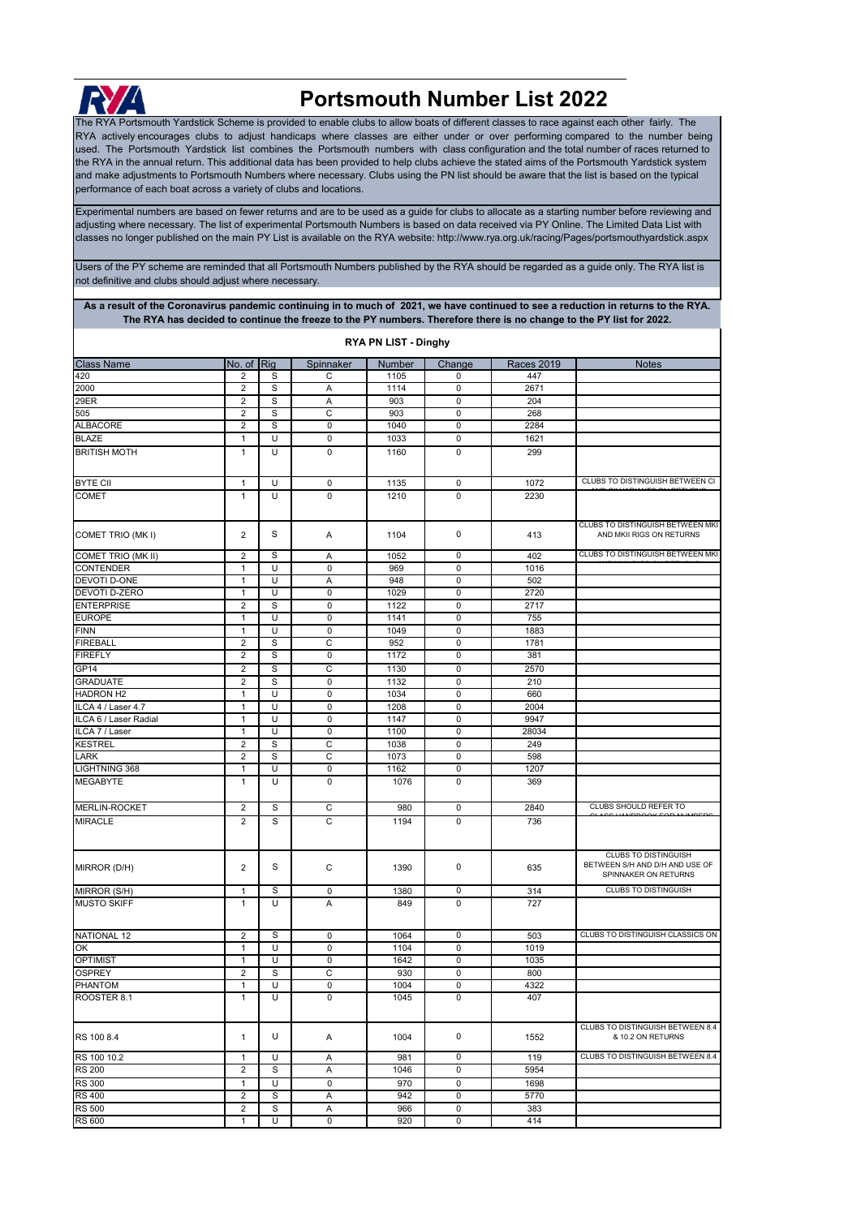# Portsmouth Number List 2022

The RYA Portsmouth Yardstick Scheme is provided to enable clubs to allow boats of different classes to race against each other fairly. The RYA actively encourages clubs to adjust handicaps where classes are either under or over performing compared to the number being used. The Portsmouth Yardstick list combines the Portsmouth numbers with class configuration and the total number of races returned to the RYA in the annual return. This additional data has been provided to help clubs achieve the stated aims of the Portsmouth Yardstick system and make adjustments to Portsmouth Numbers where necessary. Clubs using the PN list should be aware that the list is based on the typical performance of each boat across a variety of clubs and locations.

Experimental numbers are based on fewer returns and are to be used as a guide for clubs to allocate as a starting number before reviewing and adjusting where necessary. The list of experimental Portsmouth Numbers is based on data received via PY Online. The Limited Data List with classes no longer published on the main PY List is available on the RYA website: http://www.rya.org.uk/racing/Pages/portsmouthyardstick.aspx

Users of the PY scheme are reminded that all Portsmouth Numbers published by the RYA should be regarded as a guide only. The RYA list is not definitive and clubs should adjust where necessary.

**As a result of the Coronavirus pandemic continuing in to much of 2021, we have continued to see a reduction in returns to the RYA. The RYA has decided to continue the freeze to the PY numbers. Therefore there is no change to the PY list for 2022.**

## RYA PN LIST - Dinghy

| Class Name | No. of | Rig | Spinnaker | Number | Change | Races 2019 | Notes |
|---|---|---|---|---|---|---|---|
| 420 | 2 | S | C | 1105 | 0 | 447 | |
| 2000 | 2 | S | A | 1114 | 0 | 2671 | |
| 29ER | 2 | S | A | 903 | 0 | 204 | |
| 505 | 2 | S | C | 903 | 0 | 268 | |
| ALBACORE | 2 | S | 0 | 1040 | 0 | 2284 | |
| BLAZE | 1 | U | 0 | 1033 | 0 | 1621 | |
| BRITISH MOTH | 1 | U | 0 | 1160 | 0 | 299 | |
| BYTE CII | 1 | U | 0 | 1135 | 0 | 1072 | CLUBS TO DISTINGUISH BETWEEN CI |
| COMET | 1 | U | 0 | 1210 | 0 | 2230 | |
| COMET TRIO (MK I) | 2 | S | A | 1104 | 0 | 413 | CLUBS TO DISTINGUISH BETWEEN MKI AND MKII RIGS ON RETURNS |
| COMET TRIO (MK II) | 2 | S | A | 1052 | 0 | 402 | CLUBS TO DISTINGUISH BETWEEN MKI |
| CONTENDER | 1 | U | 0 | 969 | 0 | 1016 | |
| DEVOTI D-ONE | 1 | U | A | 948 | 0 | 502 | |
| DEVOTI D-ZERO | 1 | U | 0 | 1029 | 0 | 2720 | |
| ENTERPRISE | 2 | S | 0 | 1122 | 0 | 2717 | |
| EUROPE | 1 | U | 0 | 1141 | 0 | 755 | |
| FINN | 1 | U | 0 | 1049 | 0 | 1883 | |
| FIREBALL | 2 | S | C | 952 | 0 | 1781 | |
| FIREFLY | 2 | S | 0 | 1172 | 0 | 381 | |
| GP14 | 2 | S | C | 1130 | 0 | 2570 | |
| GRADUATE | 2 | S | 0 | 1132 | 0 | 210 | |
| HADRON H2 | 1 | U | 0 | 1034 | 0 | 660 | |
| ILCA 4 / Laser 4.7 | 1 | U | 0 | 1208 | 0 | 2004 | |
| ILCA 6 / Laser Radial | 1 | U | 0 | 1147 | 0 | 9947 | |
| ILCA 7 / Laser | 1 | U | 0 | 1100 | 0 | 28034 | |
| KESTREL | 2 | S | C | 1038 | 0 | 249 | |
| LARK | 2 | S | C | 1073 | 0 | 598 | |
| LIGHTNING 368 | 1 | U | 0 | 1162 | 0 | 1207 | |
| MEGABYTE | 1 | U | 0 | 1076 | 0 | 369 | |
| MERLIN-ROCKET | 2 | S | C | 980 | 0 | 2840 | CLUBS SHOULD REFER TO |
| MIRACLE | 2 | S | C | 1194 | 0 | 736 | |
| MIRROR (D/H) | 2 | S | C | 1390 | 0 | 635 | CLUBS TO DISTINGUISH BETWEEN S/H AND D/H AND USE OF SPINNAKER ON RETURNS |
| MIRROR (S/H) | 1 | S | 0 | 1380 | 0 | 314 | CLUBS TO DISTINGUISH |
| MUSTO SKIFF | 1 | U | A | 849 | 0 | 727 | |
| NATIONAL 12 | 2 | S | 0 | 1064 | 0 | 503 | CLUBS TO DISTINGUISH CLASSICS ON |
| OK | 1 | U | 0 | 1104 | 0 | 1019 | |
| OPTIMIST | 1 | U | 0 | 1642 | 0 | 1035 | |
| OSPREY | 2 | S | C | 930 | 0 | 800 | |
| PHANTOM | 1 | U | 0 | 1004 | 0 | 4322 | |
| ROOSTER 8.1 | 1 | U | 0 | 1045 | 0 | 407 | |
| RS 100 8.4 | 1 | U | A | 1004 | 0 | 1552 | CLUBS TO DISTINGUISH BETWEEN 8.4 & 10.2 ON RETURNS |
| RS 100 10.2 | 1 | U | A | 981 | 0 | 119 | CLUBS TO DISTINGUISH BETWEEN 8.4 |
| RS 200 | 2 | S | A | 1046 | 0 | 5954 | |
| RS 300 | 1 | U | 0 | 970 | 0 | 1698 | |
| RS 400 | 2 | S | A | 942 | 0 | 5770 | |
| RS 500 | 2 | S | A | 966 | 0 | 383 | |
| RS 600 | 1 | U | 0 | 920 | 0 | 414 | |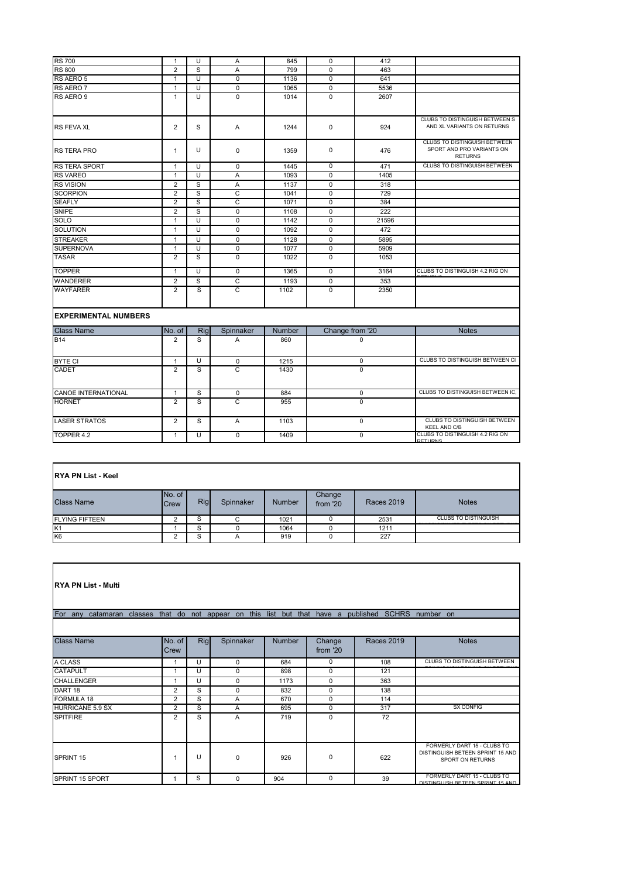| | | | | | | | |
|---|---|---|---|---|---|---|---|
| RS 700 | 1 | U | A | 845 | 0 | 412 | |
| RS 800 | 2 | S | A | 799 | 0 | 463 | |
| RS AERO 5 | 1 | U | 0 | 1136 | 0 | 641 | |
| RS AERO 7 | 1 | U | 0 | 1065 | 0 | 5536 | |
| RS AERO 9 | 1 | U | 0 | 1014 | 0 | 2607 | |
| RS FEVA XL | 2 | S | A | 1244 | 0 | 924 | CLUBS TO DISTINGUISH BETWEEN S AND XL VARIANTS ON RETURNS |
| RS TERA PRO | 1 | U | 0 | 1359 | 0 | 476 | CLUBS TO DISTINGUISH BETWEEN SPORT AND PRO VARIANTS ON RETURNS |
| RS TERA SPORT | 1 | U | 0 | 1445 | 0 | 471 | CLUBS TO DISTINGUISH BETWEEN |
| RS VAREO | 1 | U | A | 1093 | 0 | 1405 | |
| RS VISION | 2 | S | A | 1137 | 0 | 318 | |
| SCORPION | 2 | S | C | 1041 | 0 | 729 | |
| SEAFLY | 2 | S | C | 1071 | 0 | 384 | |
| SNIPE | 2 | S | 0 | 1108 | 0 | 222 | |
| SOLO | 1 | U | 0 | 1142 | 0 | 21596 | |
| SOLUTION | 1 | U | 0 | 1092 | 0 | 472 | |
| STREAKER | 1 | U | 0 | 1128 | 0 | 5895 | |
| SUPERNOVA | 1 | U | 0 | 1077 | 0 | 5909 | |
| TASAR | 2 | S | 0 | 1022 | 0 | 1053 | |
| TOPPER | 1 | U | 0 | 1365 | 0 | 3164 | CLUBS TO DISTINGUISH 4.2 RIG ON RETURNS |
| WANDERER | 2 | S | C | 1193 | 0 | 353 | |
| WAYFARER | 2 | S | C | 1102 | 0 | 2350 | |

## EXPERIMENTAL NUMBERS

| Class Name | No. of | Rig | Spinnaker | Number | Change from '20 | Notes |
|---|---|---|---|---|---|---|
| B14 | 2 | S | A | 860 | 0 | |
| BYTE CI | 1 | U | 0 | 1215 | 0 | CLUBS TO DISTINGUISH BETWEEN CI |
| CADET | 2 | S | C | 1430 | 0 | |
| CANOE INTERNATIONAL | 1 | S | 0 | 884 | 0 | CLUBS TO DISTINGUISH BETWEEN IC, |
| HORNET | 2 | S | C | 955 | 0 | |
| LASER STRATOS | 2 | S | A | 1103 | 0 | CLUBS TO DISTINGUISH BETWEEN KEEL AND C/B |
| TOPPER 4.2 | 1 | U | 0 | 1409 | 0 | CLUBS TO DISTINGUISH 4.2 RIG ON RETURNS |

## RYA PN List - Keel

| Class Name | No. of Crew | Rig | Spinnaker | Number | Change from '20 | Races 2019 | Notes |
|---|---|---|---|---|---|---|---|
| FLYING FIFTEEN | 2 | S | C | 1021 | 0 | 2531 | CLUBS TO DISTINGUISH |
| K1 | 1 | S | 0 | 1064 | 0 | 1211 | |
| K6 | 2 | S | A | 919 | 0 | 227 | |

## RYA PN List - Multi

For any catamaran classes that do not appear on this list but that have a published SCHRS number on

| Class Name | No. of Crew | Rig | Spinnaker | Number | Change from '20 | Races 2019 | Notes |
|---|---|---|---|---|---|---|---|
| A CLASS | 1 | U | 0 | 684 | 0 | 108 | CLUBS TO DISTINGUISH BETWEEN |
| CATAPULT | 1 | U | 0 | 898 | 0 | 121 | |
| CHALLENGER | 1 | U | 0 | 1173 | 0 | 363 | |
| DART 18 | 2 | S | 0 | 832 | 0 | 138 | |
| FORMULA 18 | 2 | S | A | 670 | 0 | 114 | |
| HURRICANE 5.9 SX | 2 | S | A | 695 | 0 | 317 | SX CONFIG |
| SPITFIRE | 2 | S | A | 719 | 0 | 72 | |
| SPRINT 15 | 1 | U | 0 | 926 | 0 | 622 | FORMERLY DART 15 - CLUBS TO DISTINGUISH BETEEN SPRINT 15 AND SPORT ON RETURNS |
| SPRINT 15 SPORT | 1 | S | 0 | 904 | 0 | 39 | FORMERLY DART 15 - CLUBS TO DISTINGUISH BETEEN SPRINT 15 AND |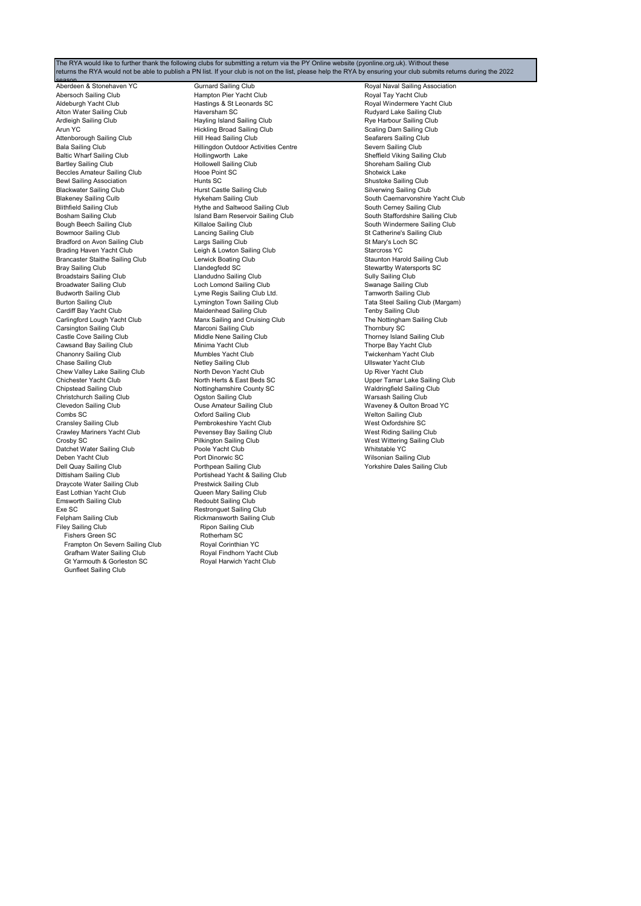The RYA would like to further thank the following clubs for submitting a return via the PY Online website (pyonline.org.uk). Without these returns the RYA would not be able to publish a PN list. If your club is not on the list, please help the RYA by ensuring your club submits returns during the 2022 season

Aberdeen & Stonehaven YC
Abersoch Sailing Club
Aldeburgh Yacht Club
Alton Water Sailing Club
Ardleigh Sailing Club
Arun YC
Attenborough Sailing Club
Bala Sailing Club
Baltic Wharf Sailing Club
Bartley Sailing Club
Beccles Amateur Sailing Club
Bewl Sailing Association
Blackwater Sailing Club
Blakeney Sailing Culb
Blithfield Sailing Club
Bosham Sailing Club
Bough Beech Sailing Club
Bowmoor Sailing Club
Bradford on Avon Sailing Club
Brading Haven Yacht Club
Brancaster Staithe Sailing Club
Bray Sailing Club
Broadstairs Sailing Club
Broadwater Sailing Club
Budworth Sailing Club
Burton Sailing Club
Cardiff Bay Yacht Club
Carlingford Lough Yacht Club
Carsington Sailing Club
Castle Cove Sailing Club
Cawsand Bay Sailing Club
Chanonry Sailing Club
Chase Sailing Club
Chew Valley Lake Sailing Club
Chichester Yacht Club
Chipstead Sailing Club
Christchurch Sailing Club
Clevedon Sailing Club
Combs SC
Cransley Sailing Club
Crawley Mariners Yacht Club
Crosby SC
Datchet Water Sailing Club
Deben Yacht Club
Dell Quay Sailing Club
Dittisham Sailing Club
Draycote Water Sailing Club
East Lothian Yacht Club
Emsworth Sailing Club
Exe SC
Felpham Sailing Club
Filey Sailing Club
Fishers Green SC
Frampton On Severn Sailing Club
Grafham Water Sailing Club
Gt Yarmouth & Gorleston SC
Gunfleet Sailing Club
Gurnard Sailing Club
Hampton Pier Yacht Club
Hastings & St Leonards SC
Haversham SC
Hayling Island Sailing Club
Hickling Broad Sailing Club
Hill Head Sailing Club
Hillingdon Outdoor Activities Centre
Hollingworth Lake
Hollowell Sailing Club
Hooe Point SC
Hunts SC
Hurst Castle Sailing Club
Hykeham Sailing Club
Hythe and Saltwood Sailing Club
Island Barn Reservoir Sailing Club
Killaloe Sailing Club
Lancing Sailing Club
Largs Sailing Club
Leigh & Lowton Sailing Club
Lerwick Boating Club
Llandegfedd SC
Llandudno Sailing Club
Loch Lomond Sailing Club
Lyme Regis Sailing Club Ltd.
Lymington Town Sailing Club
Maidenhead Sailing Club
Manx Sailing and Cruising Club
Marconi Sailing Club
Middle Nene Sailing Club
Minima Yacht Club
Mumbles Yacht Club
Netley Sailing Club
North Devon Yacht Club
North Herts & East Beds SC
Nottinghamshire County SC
Ogston Sailing Club
Ouse Amateur Sailing Club
Oxford Sailing Club
Pembrokeshire Yacht Club
Pevensey Bay Sailing Club
Pilkington Sailing Club
Poole Yacht Club
Port Dinorwic SC
Porthpean Sailing Club
Portishead Yacht & Sailing Club
Prestwick Sailing Club
Queen Mary Sailing Club
Redoubt Sailing Club
Restronguet Sailing Club
Rickmansworth Sailing Club
Ripon Sailing Club
Rotherham SC
Royal Corinthian YC
Royal Findhorn Yacht Club
Royal Harwich Yacht Club
Royal Naval Sailing Association
Royal Tay Yacht Club
Royal Windermere Yacht Club
Rudyard Lake Sailing Club
Rye Harbour Sailing Club
Scaling Dam Sailing Club
Seafarers Sailing Club
Severn Sailing Club
Sheffield Viking Sailing Club
Shoreham Sailing Club
Shotwick Lake
Shustoke Sailing Club
Silverwing Sailing Club
South Caernarvonshire Yacht Club
South Cerney Sailing Club
South Staffordshire Sailing Club
South Windermere Sailing Club
St Catherine's Sailing Club
St Mary's Loch SC
Starcross YC
Staunton Harold Sailing Club
Stewartby Watersports SC
Sully Sailing Club
Swanage Sailing Club
Tamworth Sailing Club
Tata Steel Sailing Club (Margam)
Tenby Sailing Club
The Nottingham Sailing Club
Thornbury SC
Thorney Island Sailing Club
Thorpe Bay Yacht Club
Twickenham Yacht Club
Ullswater Yacht Club
Up River Yacht Club
Upper Tamar Lake Sailing Club
Waldringfield Sailing Club
Warsash Sailing Club
Waveney & Oulton Broad YC
Welton Sailing Club
West Oxfordshire SC
West Riding Sailing Club
West Wittering Sailing Club
Whitstable YC
Wilsonian Sailing Club
Yorkshire Dales Sailing Club